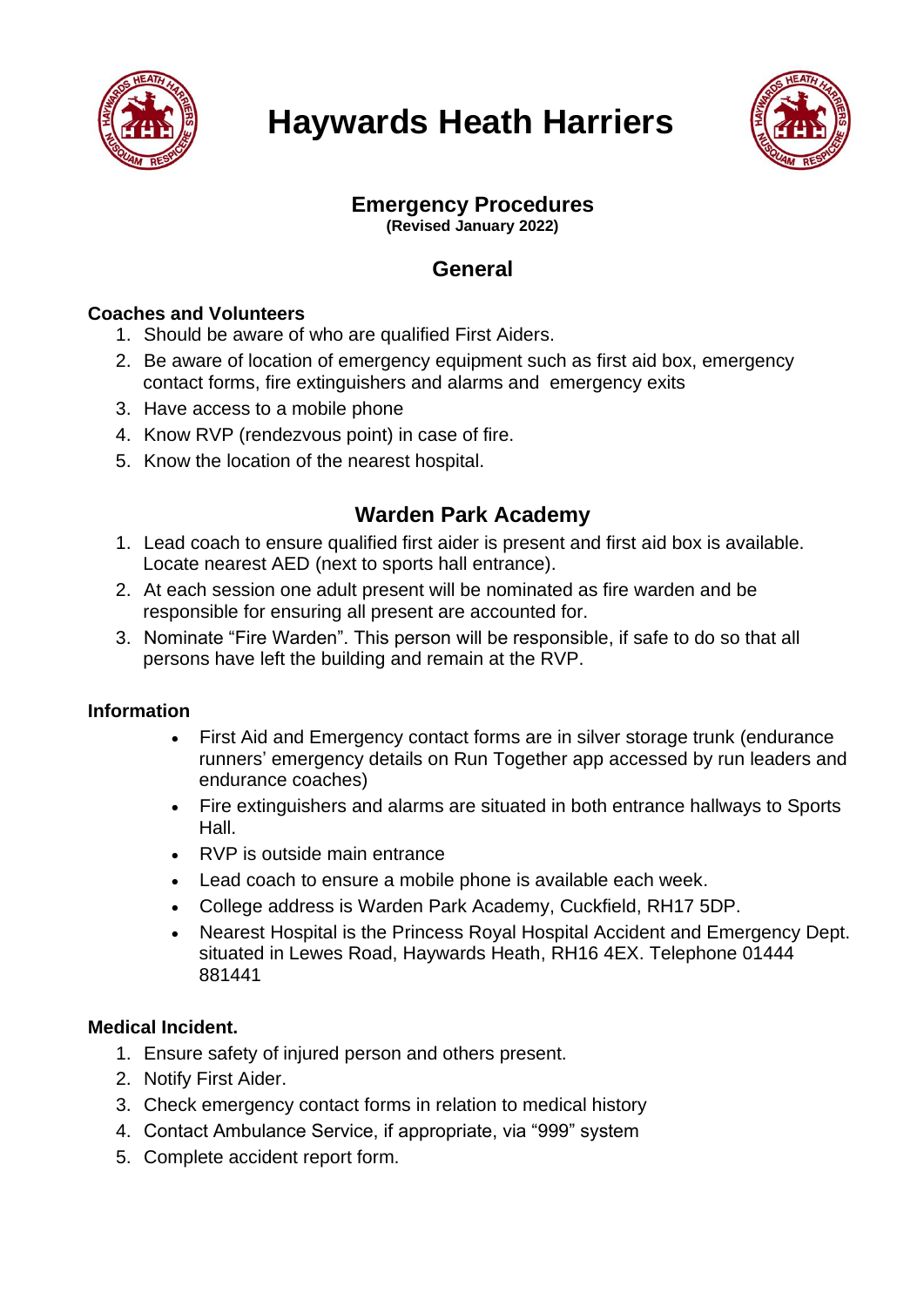# Haywards Heath Harriers

## Emergency Procedures
**(Revised January 2022)**

## General

**Coaches and Volunteers**

1. Should be aware of who are qualified First Aiders.
2. Be aware of location of emergency equipment such as first aid box, emergency contact forms, fire extinguishers and alarms and emergency exits
3. Have access to a mobile phone
4. Know RVP (rendezvous point) in case of fire.
5. Know the location of the nearest hospital.

## Warden Park Academy

1. Lead coach to ensure qualified first aider is present and first aid box is available. Locate nearest AED (next to sports hall entrance).
2. At each session one adult present will be nominated as fire warden and be responsible for ensuring all present are accounted for.
3. Nominate "Fire Warden". This person will be responsible, if safe to do so that all persons have left the building and remain at the RVP.

**Information**

- First Aid and Emergency contact forms are in silver storage trunk (endurance runners' emergency details on Run Together app accessed by run leaders and endurance coaches)
- Fire extinguishers and alarms are situated in both entrance hallways to Sports Hall.
- RVP is outside main entrance
- Lead coach to ensure a mobile phone is available each week.
- College address is Warden Park Academy, Cuckfield, RH17 5DP.
- Nearest Hospital is the Princess Royal Hospital Accident and Emergency Dept. situated in Lewes Road, Haywards Heath, RH16 4EX. Telephone 01444 881441

**Medical Incident.**

1. Ensure safety of injured person and others present.
2. Notify First Aider.
3. Check emergency contact forms in relation to medical history
4. Contact Ambulance Service, if appropriate, via "999" system
5. Complete accident report form.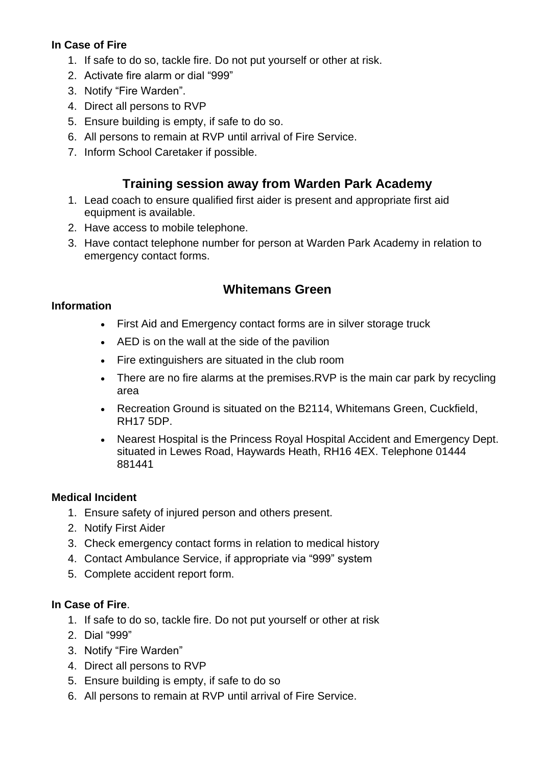**In Case of Fire**

1. If safe to do so, tackle fire. Do not put yourself or other at risk.
2. Activate fire alarm or dial “999”
3. Notify “Fire Warden”.
4. Direct all persons to RVP
5. Ensure building is empty, if safe to do so.
6. All persons to remain at RVP until arrival of Fire Service.
7. Inform School Caretaker if possible.

## Training session away from Warden Park Academy

1. Lead coach to ensure qualified first aider is present and appropriate first aid equipment is available.
2. Have access to mobile telephone.
3. Have contact telephone number for person at Warden Park Academy in relation to emergency contact forms.

## Whitemans Green

**Information**

- First Aid and Emergency contact forms are in silver storage truck
- AED is on the wall at the side of the pavilion
- Fire extinguishers are situated in the club room
- There are no fire alarms at the premises.RVP is the main car park by recycling area
- Recreation Ground is situated on the B2114, Whitemans Green, Cuckfield, RH17 5DP.
- Nearest Hospital is the Princess Royal Hospital Accident and Emergency Dept. situated in Lewes Road, Haywards Heath, RH16 4EX. Telephone 01444 881441

**Medical Incident**

1. Ensure safety of injured person and others present.
2. Notify First Aider
3. Check emergency contact forms in relation to medical history
4. Contact Ambulance Service, if appropriate via “999” system
5. Complete accident report form.

**In Case of Fire**.

1. If safe to do so, tackle fire. Do not put yourself or other at risk
2. Dial “999”
3. Notify “Fire Warden”
4. Direct all persons to RVP
5. Ensure building is empty, if safe to do so
6. All persons to remain at RVP until arrival of Fire Service.